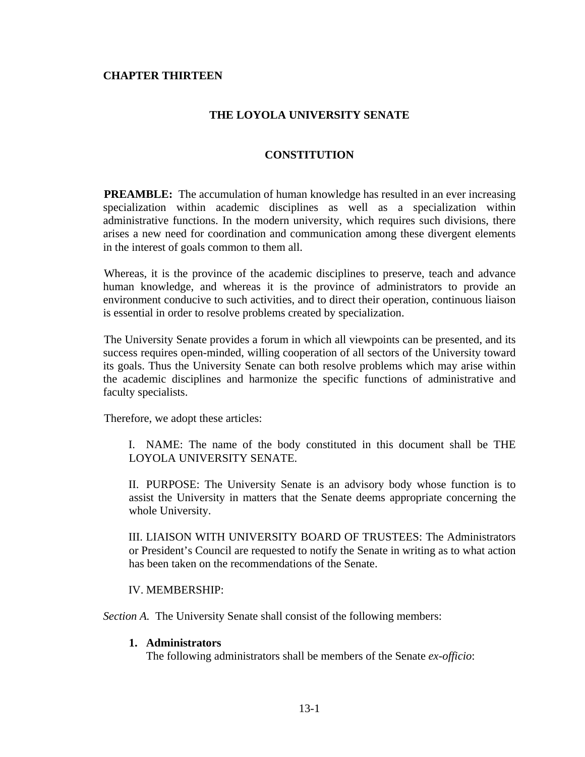**CHAPTER THIRTEEN**

# THE LOYOLA UNIVERSITY SENATE

## CONSTITUTION

**PREAMBLE:** The accumulation of human knowledge has resulted in an ever increasing specialization within academic disciplines as well as a specialization within administrative functions. In the modern university, which requires such divisions, there arises a new need for coordination and communication among these divergent elements in the interest of goals common to them all.

Whereas, it is the province of the academic disciplines to preserve, teach and advance human knowledge, and whereas it is the province of administrators to provide an environment conducive to such activities, and to direct their operation, continuous liaison is essential in order to resolve problems created by specialization.

The University Senate provides a forum in which all viewpoints can be presented, and its success requires open-minded, willing cooperation of all sectors of the University toward its goals. Thus the University Senate can both resolve problems which may arise within the academic disciplines and harmonize the specific functions of administrative and faculty specialists.

Therefore, we adopt these articles:

I. NAME: The name of the body constituted in this document shall be THE LOYOLA UNIVERSITY SENATE.

II. PURPOSE: The University Senate is an advisory body whose function is to assist the University in matters that the Senate deems appropriate concerning the whole University.

III. LIAISON WITH UNIVERSITY BOARD OF TRUSTEES: The Administrators or President's Council are requested to notify the Senate in writing as to what action has been taken on the recommendations of the Senate.

IV. MEMBERSHIP:

*Section A.* The University Senate shall consist of the following members:

1. **Administrators**
   The following administrators shall be members of the Senate *ex-officio*: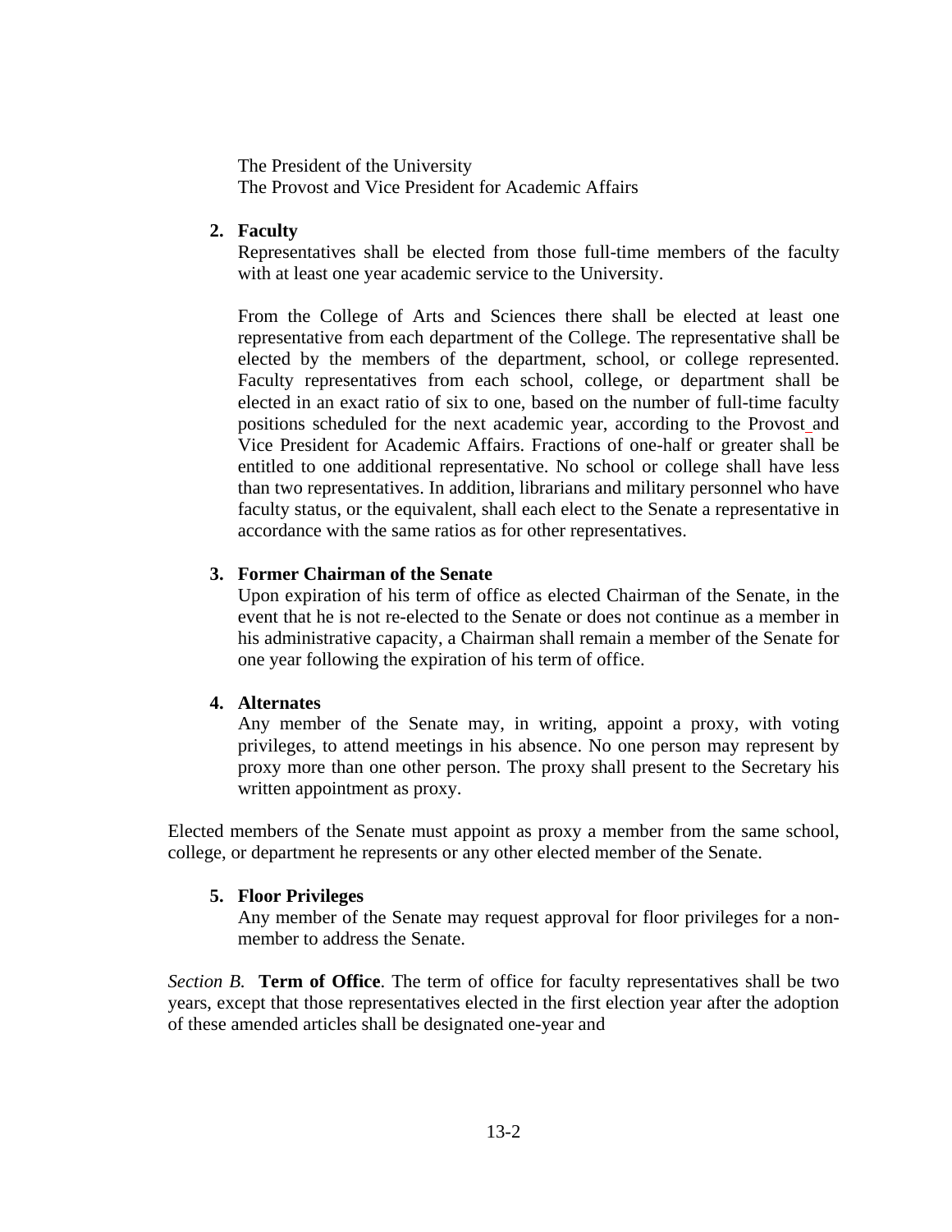The President of the University
The Provost and Vice President for Academic Affairs

2. **Faculty**

   Representatives shall be elected from those full-time members of the faculty with at least one year academic service to the University.

   From the College of Arts and Sciences there shall be elected at least one representative from each department of the College. The representative shall be elected by the members of the department, school, or college represented. Faculty representatives from each school, college, or department shall be elected in an exact ratio of six to one, based on the number of full-time faculty positions scheduled for the next academic year, according to the Provost and Vice President for Academic Affairs. Fractions of one-half or greater shall be entitled to one additional representative. No school or college shall have less than two representatives. In addition, librarians and military personnel who have faculty status, or the equivalent, shall each elect to the Senate a representative in accordance with the same ratios as for other representatives.

3. **Former Chairman of the Senate**

   Upon expiration of his term of office as elected Chairman of the Senate, in the event that he is not re-elected to the Senate or does not continue as a member in his administrative capacity, a Chairman shall remain a member of the Senate for one year following the expiration of his term of office.

4. **Alternates**

   Any member of the Senate may, in writing, appoint a proxy, with voting privileges, to attend meetings in his absence. No one person may represent by proxy more than one other person. The proxy shall present to the Secretary his written appointment as proxy.

Elected members of the Senate must appoint as proxy a member from the same school, college, or department he represents or any other elected member of the Senate.

5. **Floor Privileges**

   Any member of the Senate may request approval for floor privileges for a non-member to address the Senate.

*Section B.* **Term of Office**. The term of office for faculty representatives shall be two years, except that those representatives elected in the first election year after the adoption of these amended articles shall be designated one-year and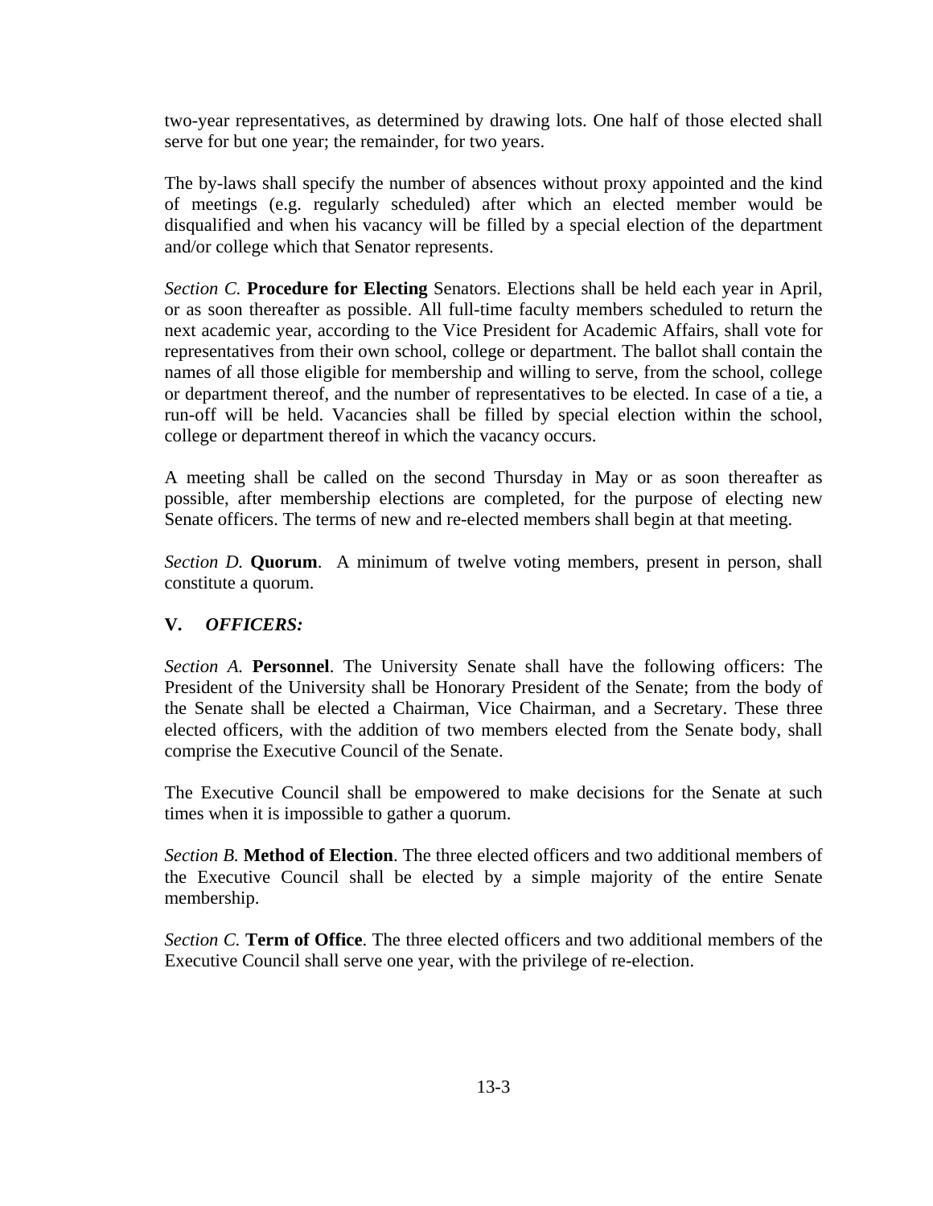two-year representatives, as determined by drawing lots. One half of those elected shall serve for but one year; the remainder, for two years.

The by-laws shall specify the number of absences without proxy appointed and the kind of meetings (e.g. regularly scheduled) after which an elected member would be disqualified and when his vacancy will be filled by a special election of the department and/or college which that Senator represents.

*Section C.* **Procedure for Electing** Senators. Elections shall be held each year in April, or as soon thereafter as possible. All full-time faculty members scheduled to return the next academic year, according to the Vice President for Academic Affairs, shall vote for representatives from their own school, college or department. The ballot shall contain the names of all those eligible for membership and willing to serve, from the school, college or department thereof, and the number of representatives to be elected. In case of a tie, a run-off will be held. Vacancies shall be filled by special election within the school, college or department thereof in which the vacancy occurs.

A meeting shall be called on the second Thursday in May or as soon thereafter as possible, after membership elections are completed, for the purpose of electing new Senate officers. The terms of new and re-elected members shall begin at that meeting.

*Section D.* **Quorum**. A minimum of twelve voting members, present in person, shall constitute a quorum.

## V. *OFFICERS:*

*Section A.* **Personnel**. The University Senate shall have the following officers: The President of the University shall be Honorary President of the Senate; from the body of the Senate shall be elected a Chairman, Vice Chairman, and a Secretary. These three elected officers, with the addition of two members elected from the Senate body, shall comprise the Executive Council of the Senate.

The Executive Council shall be empowered to make decisions for the Senate at such times when it is impossible to gather a quorum.

*Section B.* **Method of Election**. The three elected officers and two additional members of the Executive Council shall be elected by a simple majority of the entire Senate membership.

*Section C.* **Term of Office**. The three elected officers and two additional members of the Executive Council shall serve one year, with the privilege of re-election.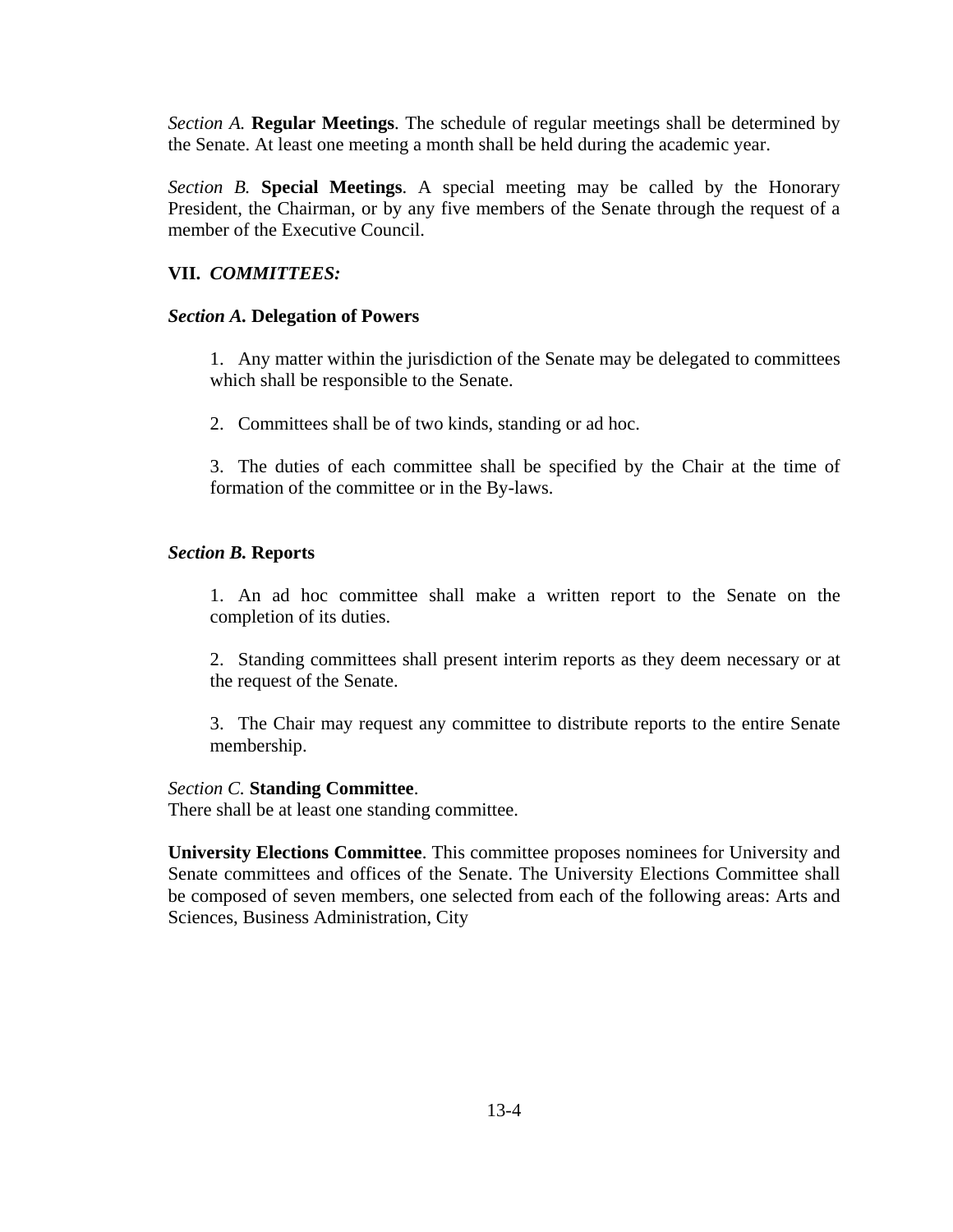*Section A.* **Regular Meetings**. The schedule of regular meetings shall be determined by the Senate. At least one meeting a month shall be held during the academic year.

*Section B.* **Special Meetings**. A special meeting may be called by the Honorary President, the Chairman, or by any five members of the Senate through the request of a member of the Executive Council.

## VII. *COMMITTEES:*

### *Section A.* Delegation of Powers

1. Any matter within the jurisdiction of the Senate may be delegated to committees which shall be responsible to the Senate.

2. Committees shall be of two kinds, standing or ad hoc.

3. The duties of each committee shall be specified by the Chair at the time of formation of the committee or in the By-laws.

### *Section B.* Reports

1. An ad hoc committee shall make a written report to the Senate on the completion of its duties.

2. Standing committees shall present interim reports as they deem necessary or at the request of the Senate.

3. The Chair may request any committee to distribute reports to the entire Senate membership.

*Section C.* **Standing Committee**.
There shall be at least one standing committee.

**University Elections Committee**. This committee proposes nominees for University and Senate committees and offices of the Senate. The University Elections Committee shall be composed of seven members, one selected from each of the following areas: Arts and Sciences, Business Administration, City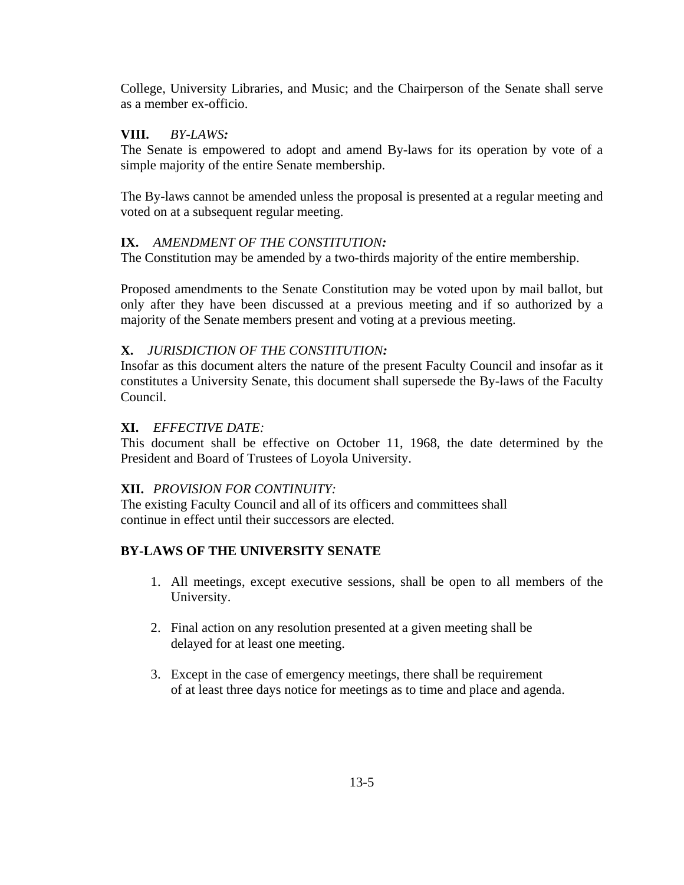College, University Libraries, and Music; and the Chairperson of the Senate shall serve as a member ex-officio.

**VIII.** *BY-LAWS:*

The Senate is empowered to adopt and amend By-laws for its operation by vote of a simple majority of the entire Senate membership.

The By-laws cannot be amended unless the proposal is presented at a regular meeting and voted on at a subsequent regular meeting.

**IX.** *AMENDMENT OF THE CONSTITUTION:*

The Constitution may be amended by a two-thirds majority of the entire membership.

Proposed amendments to the Senate Constitution may be voted upon by mail ballot, but only after they have been discussed at a previous meeting and if so authorized by a majority of the Senate members present and voting at a previous meeting.

**X.** *JURISDICTION OF THE CONSTITUTION:*

Insofar as this document alters the nature of the present Faculty Council and insofar as it constitutes a University Senate, this document shall supersede the By-laws of the Faculty Council.

**XI.** *EFFECTIVE DATE:*

This document shall be effective on October 11, 1968, the date determined by the President and Board of Trustees of Loyola University.

**XII.** *PROVISION FOR CONTINUITY:*

The existing Faculty Council and all of its officers and committees shall continue in effect until their successors are elected.

## BY-LAWS OF THE UNIVERSITY SENATE

1. All meetings, except executive sessions, shall be open to all members of the University.

2. Final action on any resolution presented at a given meeting shall be delayed for at least one meeting.

3. Except in the case of emergency meetings, there shall be requirement of at least three days notice for meetings as to time and place and agenda.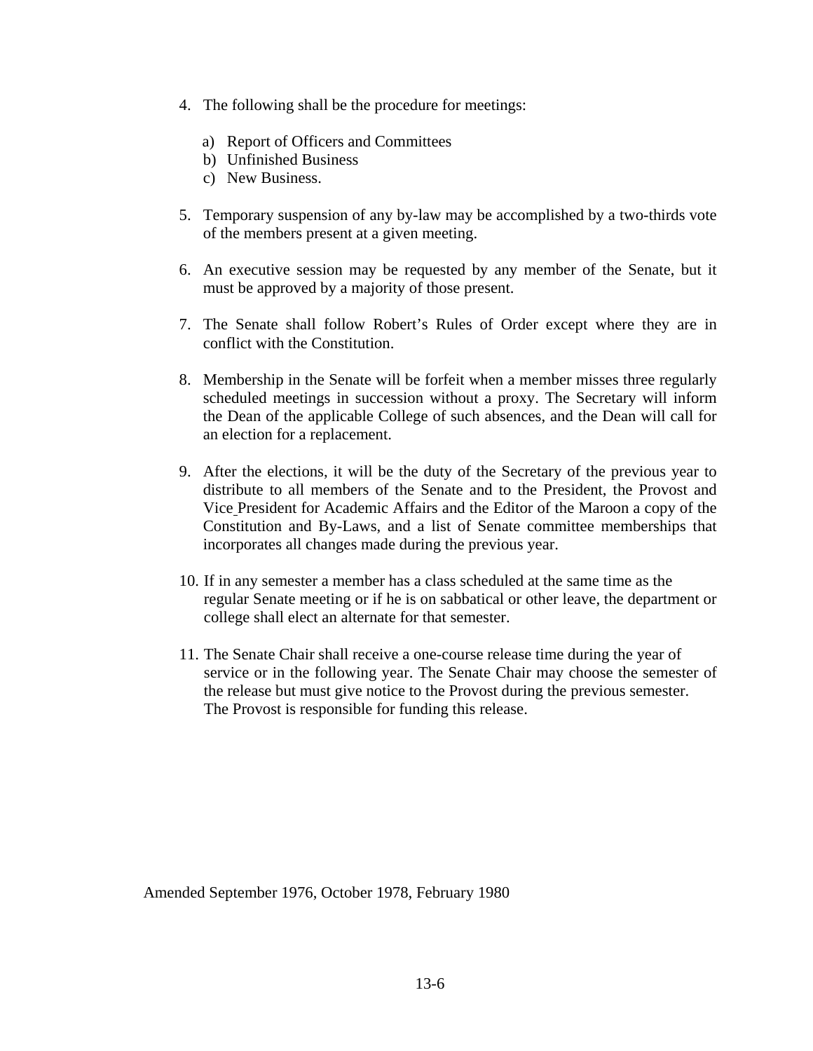4. The following shall be the procedure for meetings:

   a) Report of Officers and Committees
   b) Unfinished Business
   c) New Business.

5. Temporary suspension of any by-law may be accomplished by a two-thirds vote of the members present at a given meeting.

6. An executive session may be requested by any member of the Senate, but it must be approved by a majority of those present.

7. The Senate shall follow Robert's Rules of Order except where they are in conflict with the Constitution.

8. Membership in the Senate will be forfeit when a member misses three regularly scheduled meetings in succession without a proxy. The Secretary will inform the Dean of the applicable College of such absences, and the Dean will call for an election for a replacement.

9. After the elections, it will be the duty of the Secretary of the previous year to distribute to all members of the Senate and to the President, the Provost and Vice President for Academic Affairs and the Editor of the Maroon a copy of the Constitution and By-Laws, and a list of Senate committee memberships that incorporates all changes made during the previous year.

10. If in any semester a member has a class scheduled at the same time as the regular Senate meeting or if he is on sabbatical or other leave, the department or college shall elect an alternate for that semester.

11. The Senate Chair shall receive a one-course release time during the year of service or in the following year. The Senate Chair may choose the semester of the release but must give notice to the Provost during the previous semester. The Provost is responsible for funding this release.

Amended September 1976, October 1978, February 1980